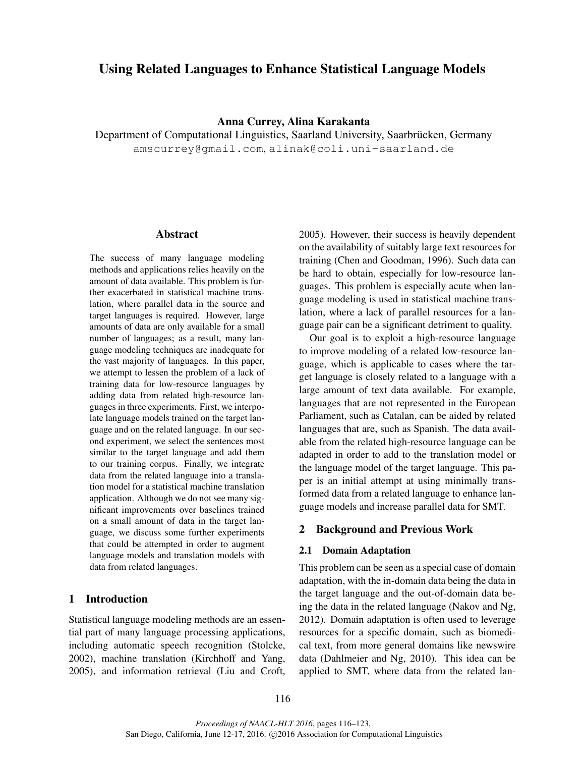# Using Related Languages to Enhance Statistical Language Models

**Anna Currey, Alina Karakanta**

Department of Computational Linguistics, Saarland University, Saarbrücken, Germany

amscurrey@gmail.com, alinak@coli.uni-saarland.de

## Abstract

The success of many language modeling methods and applications relies heavily on the amount of data available. This problem is further exacerbated in statistical machine translation, where parallel data in the source and target languages is required. However, large amounts of data are only available for a small number of languages; as a result, many language modeling techniques are inadequate for the vast majority of languages. In this paper, we attempt to lessen the problem of a lack of training data for low-resource languages by adding data from related high-resource languages in three experiments. First, we interpolate language models trained on the target language and on the related language. In our second experiment, we select the sentences most similar to the target language and add them to our training corpus. Finally, we integrate data from the related language into a translation model for a statistical machine translation application. Although we do not see many significant improvements over baselines trained on a small amount of data in the target language, we discuss some further experiments that could be attempted in order to augment language models and translation models with data from related languages.

## 1 Introduction

Statistical language modeling methods are an essential part of many language processing applications, including automatic speech recognition (Stolcke, 2002), machine translation (Kirchhoff and Yang, 2005), and information retrieval (Liu and Croft, 2005). However, their success is heavily dependent on the availability of suitably large text resources for training (Chen and Goodman, 1996). Such data can be hard to obtain, especially for low-resource languages. This problem is especially acute when language modeling is used in statistical machine translation, where a lack of parallel resources for a language pair can be a significant detriment to quality.

Our goal is to exploit a high-resource language to improve modeling of a related low-resource language, which is applicable to cases where the target language is closely related to a language with a large amount of text data available. For example, languages that are not represented in the European Parliament, such as Catalan, can be aided by related languages that are, such as Spanish. The data available from the related high-resource language can be adapted in order to add to the translation model or the language model of the target language. This paper is an initial attempt at using minimally transformed data from a related language to enhance language models and increase parallel data for SMT.

## 2 Background and Previous Work

### 2.1 Domain Adaptation

This problem can be seen as a special case of domain adaptation, with the in-domain data being the data in the target language and the out-of-domain data being the data in the related language (Nakov and Ng, 2012). Domain adaptation is often used to leverage resources for a specific domain, such as biomedical text, from more general domains like newswire data (Dahlmeier and Ng, 2010). This idea can be applied to SMT, where data from the related lan-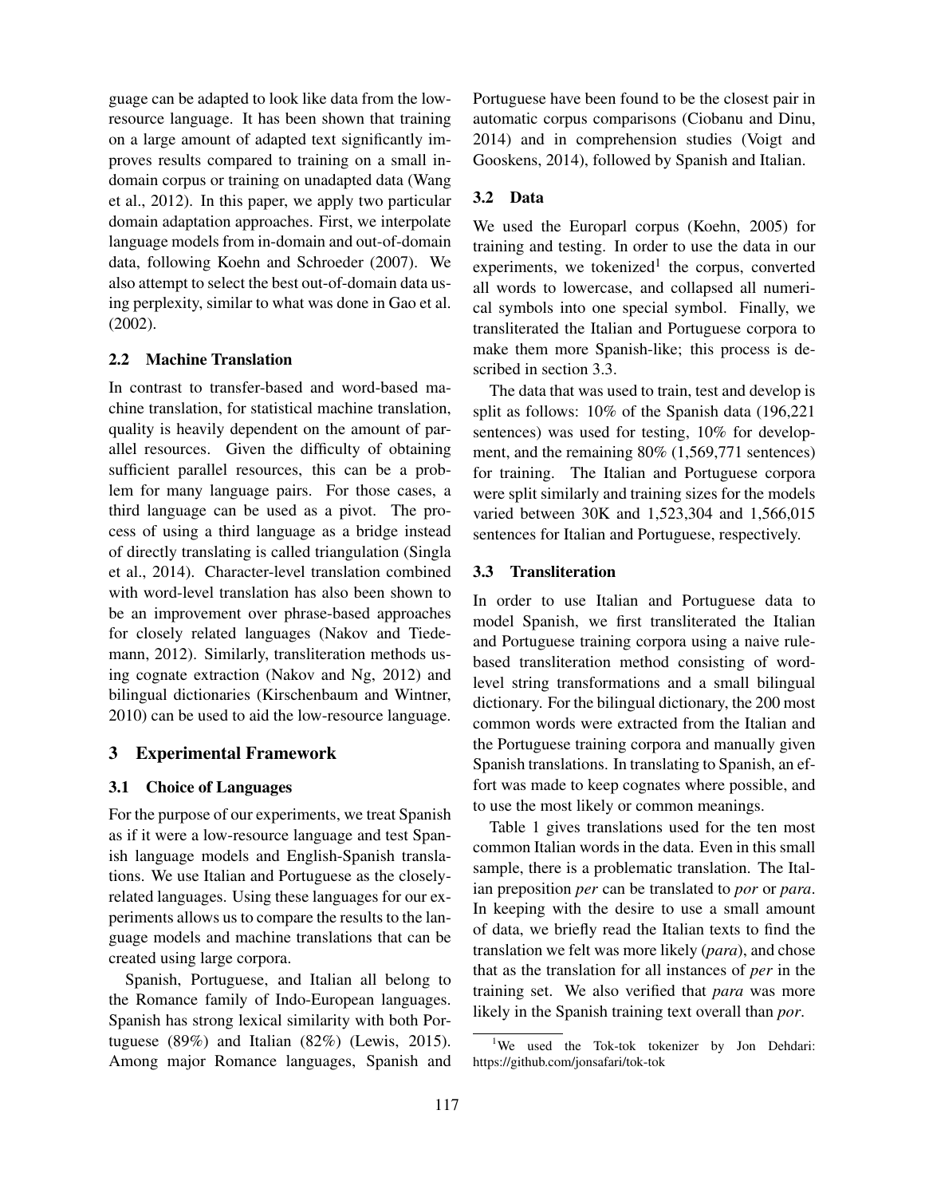guage can be adapted to look like data from the low-resource language. It has been shown that training on a large amount of adapted text significantly improves results compared to training on a small in-domain corpus or training on unadapted data (Wang et al., 2012). In this paper, we apply two particular domain adaptation approaches. First, we interpolate language models from in-domain and out-of-domain data, following Koehn and Schroeder (2007). We also attempt to select the best out-of-domain data using perplexity, similar to what was done in Gao et al. (2002).

### 2.2 Machine Translation

In contrast to transfer-based and word-based machine translation, for statistical machine translation, quality is heavily dependent on the amount of parallel resources. Given the difficulty of obtaining sufficient parallel resources, this can be a problem for many language pairs. For those cases, a third language can be used as a pivot. The process of using a third language as a bridge instead of directly translating is called triangulation (Singla et al., 2014). Character-level translation combined with word-level translation has also been shown to be an improvement over phrase-based approaches for closely related languages (Nakov and Tiedemann, 2012). Similarly, transliteration methods using cognate extraction (Nakov and Ng, 2012) and bilingual dictionaries (Kirschenbaum and Wintner, 2010) can be used to aid the low-resource language.

## 3 Experimental Framework

### 3.1 Choice of Languages

For the purpose of our experiments, we treat Spanish as if it were a low-resource language and test Spanish language models and English-Spanish translations. We use Italian and Portuguese as the closely-related languages. Using these languages for our experiments allows us to compare the results to the language models and machine translations that can be created using large corpora.

Spanish, Portuguese, and Italian all belong to the Romance family of Indo-European languages. Spanish has strong lexical similarity with both Portuguese (89%) and Italian (82%) (Lewis, 2015). Among major Romance languages, Spanish and Portuguese have been found to be the closest pair in automatic corpus comparisons (Ciobanu and Dinu, 2014) and in comprehension studies (Voigt and Gooskens, 2014), followed by Spanish and Italian.

### 3.2 Data

We used the Europarl corpus (Koehn, 2005) for training and testing. In order to use the data in our experiments, we tokenized[1] the corpus, converted all words to lowercase, and collapsed all numerical symbols into one special symbol. Finally, we transliterated the Italian and Portuguese corpora to make them more Spanish-like; this process is described in section 3.3.

The data that was used to train, test and develop is split as follows: 10% of the Spanish data (196,221 sentences) was used for testing, 10% for development, and the remaining 80% (1,569,771 sentences) for training. The Italian and Portuguese corpora were split similarly and training sizes for the models varied between 30K and 1,523,304 and 1,566,015 sentences for Italian and Portuguese, respectively.

### 3.3 Transliteration

In order to use Italian and Portuguese data to model Spanish, we first transliterated the Italian and Portuguese training corpora using a naive rule-based transliteration method consisting of word-level string transformations and a small bilingual dictionary. For the bilingual dictionary, the 200 most common words were extracted from the Italian and the Portuguese training corpora and manually given Spanish translations. In translating to Spanish, an effort was made to keep cognates where possible, and to use the most likely or common meanings.

Table 1 gives translations used for the ten most common Italian words in the data. Even in this small sample, there is a problematic translation. The Italian preposition *per* can be translated to *por* or *para*. In keeping with the desire to use a small amount of data, we briefly read the Italian texts to find the translation we felt was more likely (*para*), and chose that as the translation for all instances of *per* in the training set. We also verified that *para* was more likely in the Spanish training text overall than *por*.

[1] We used the Tok-tok tokenizer by Jon Dehdari: https://github.com/jonsafari/tok-tok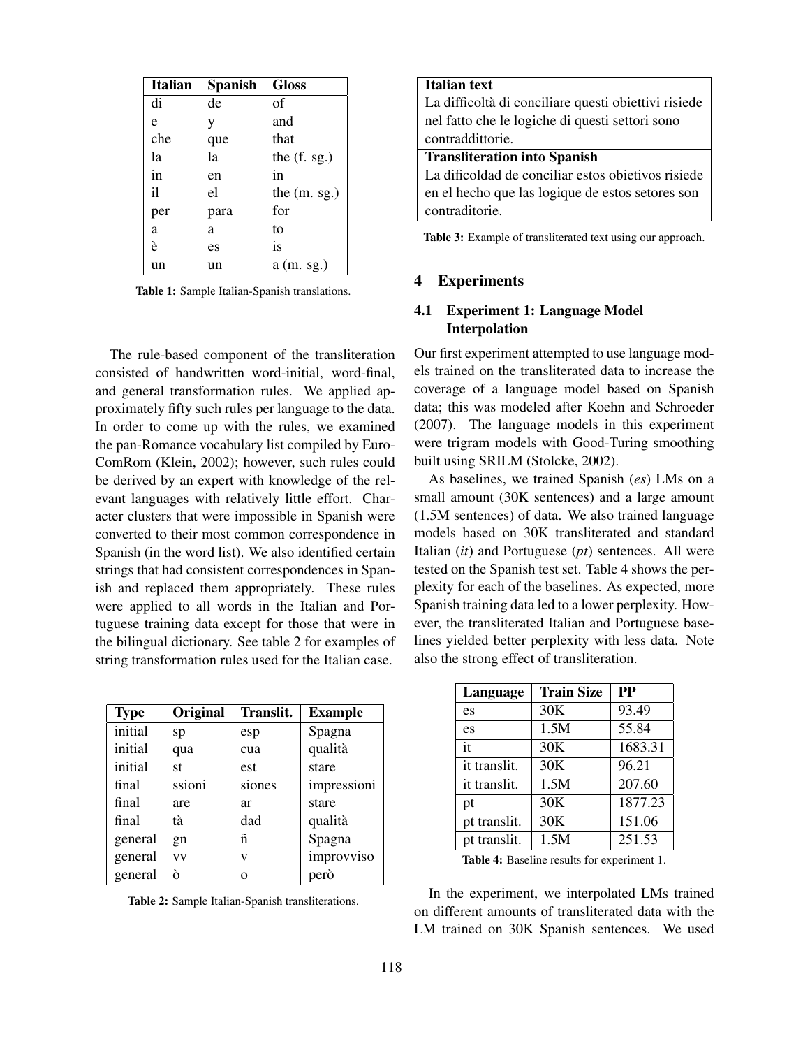| Italian | Spanish | Gloss |
| --- | --- | --- |
| di | de | of |
| e | y | and |
| che | que | that |
| la | la | the (f. sg.) |
| in | en | in |
| il | el | the (m. sg.) |
| per | para | for |
| a | a | to |
| è | es | is |
| un | un | a (m. sg.) |

**Table 1:** Sample Italian-Spanish translations.

The rule-based component of the transliteration consisted of handwritten word-initial, word-final, and general transformation rules. We applied approximately fifty such rules per language to the data. In order to come up with the rules, we examined the pan-Romance vocabulary list compiled by EuroComRom (Klein, 2002); however, such rules could be derived by an expert with knowledge of the relevant languages with relatively little effort. Character clusters that were impossible in Spanish were converted to their most common correspondence in Spanish (in the word list). We also identified certain strings that had consistent correspondences in Spanish and replaced them appropriately. These rules were applied to all words in the Italian and Portuguese training data except for those that were in the bilingual dictionary. See table 2 for examples of string transformation rules used for the Italian case.

| Type | Original | Translit. | Example |
| --- | --- | --- | --- |
| initial | sp | esp | Spagna |
| initial | qua | cua | qualità |
| initial | st | est | stare |
| final | ssioni | siones | impressioni |
| final | are | ar | stare |
| final | tà | dad | qualità |
| general | gn | ñ | Spagna |
| general | vv | v | improvviso |
| general | ò | o | però |

**Table 2:** Sample Italian-Spanish transliterations.

| **Italian text** |
| --- |
| La difficoltà di conciliare questi obiettivi risiede nel fatto che le logiche di questi settori sono contraddittorie. |
| **Transliteration into Spanish** |
| La dificoldad de conciliar estos obietivos risiede en el hecho que las logique de estos setores son contraditorie. |

**Table 3:** Example of transliterated text using our approach.

## 4 Experiments

### 4.1 Experiment 1: Language Model Interpolation

Our first experiment attempted to use language models trained on the transliterated data to increase the coverage of a language model based on Spanish data; this was modeled after Koehn and Schroeder (2007). The language models in this experiment were trigram models with Good-Turing smoothing built using SRILM (Stolcke, 2002).

As baselines, we trained Spanish (*es*) LMs on a small amount (30K sentences) and a large amount (1.5M sentences) of data. We also trained language models based on 30K transliterated and standard Italian (*it*) and Portuguese (*pt*) sentences. All were tested on the Spanish test set. Table 4 shows the perplexity for each of the baselines. As expected, more Spanish training data led to a lower perplexity. However, the transliterated Italian and Portuguese baselines yielded better perplexity with less data. Note also the strong effect of transliteration.

| Language | Train Size | PP |
| --- | --- | --- |
| es | 30K | 93.49 |
| es | 1.5M | 55.84 |
| it | 30K | 1683.31 |
| it translit. | 30K | 96.21 |
| it translit. | 1.5M | 207.60 |
| pt | 30K | 1877.23 |
| pt translit. | 30K | 151.06 |
| pt translit. | 1.5M | 251.53 |

**Table 4:** Baseline results for experiment 1.

In the experiment, we interpolated LMs trained on different amounts of transliterated data with the LM trained on 30K Spanish sentences. We used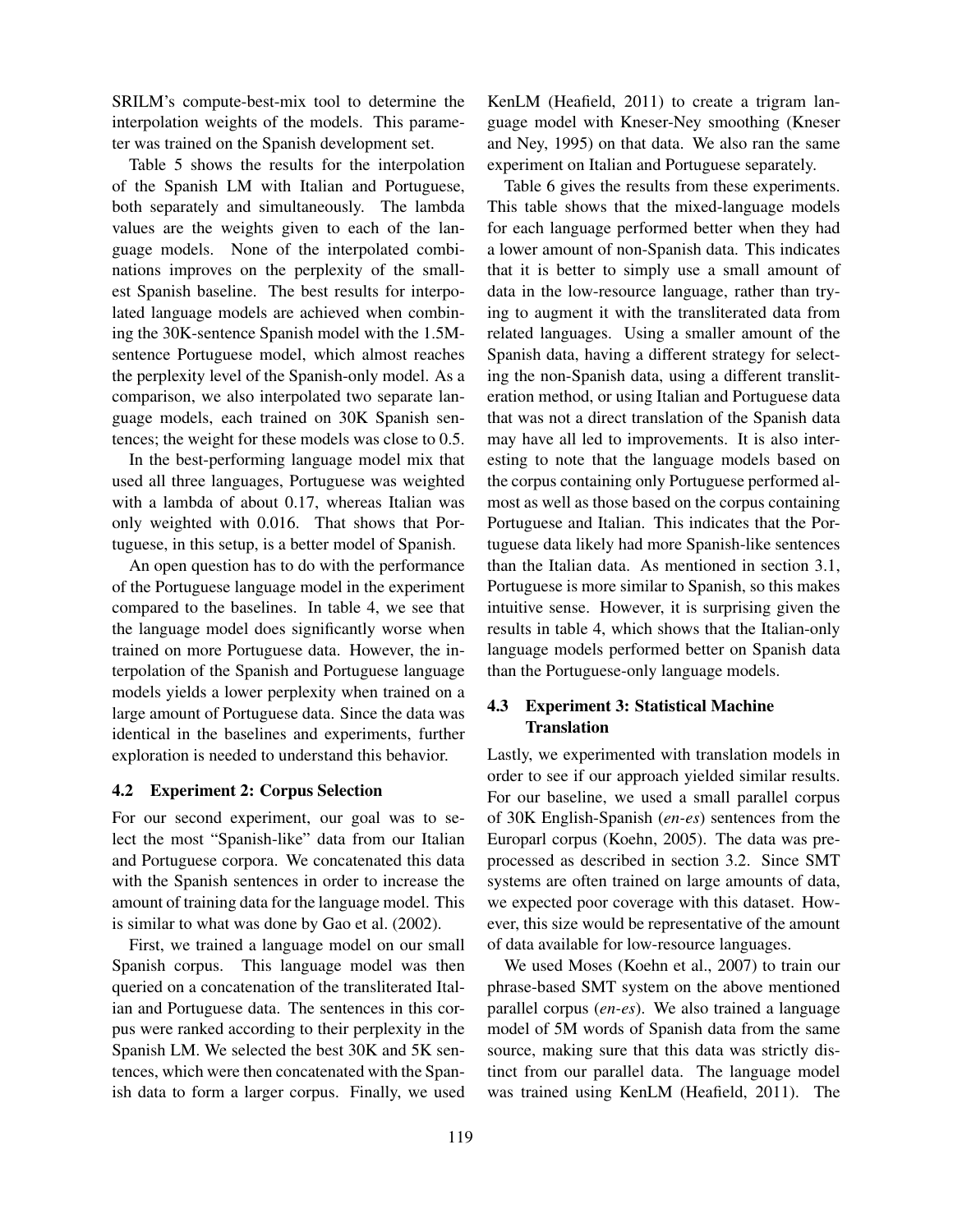SRILM's compute-best-mix tool to determine the interpolation weights of the models. This parameter was trained on the Spanish development set.

Table 5 shows the results for the interpolation of the Spanish LM with Italian and Portuguese, both separately and simultaneously. The lambda values are the weights given to each of the language models. None of the interpolated combinations improves on the perplexity of the smallest Spanish baseline. The best results for interpolated language models are achieved when combining the 30K-sentence Spanish model with the 1.5M-sentence Portuguese model, which almost reaches the perplexity level of the Spanish-only model. As a comparison, we also interpolated two separate language models, each trained on 30K Spanish sentences; the weight for these models was close to 0.5.

In the best-performing language model mix that used all three languages, Portuguese was weighted with a lambda of about 0.17, whereas Italian was only weighted with 0.016. That shows that Portuguese, in this setup, is a better model of Spanish.

An open question has to do with the performance of the Portuguese language model in the experiment compared to the baselines. In table 4, we see that the language model does significantly worse when trained on more Portuguese data. However, the interpolation of the Spanish and Portuguese language models yields a lower perplexity when trained on a large amount of Portuguese data. Since the data was identical in the baselines and experiments, further exploration is needed to understand this behavior.

### 4.2 Experiment 2: Corpus Selection

For our second experiment, our goal was to select the most "Spanish-like" data from our Italian and Portuguese corpora. We concatenated this data with the Spanish sentences in order to increase the amount of training data for the language model. This is similar to what was done by Gao et al. (2002).

First, we trained a language model on our small Spanish corpus. This language model was then queried on a concatenation of the transliterated Italian and Portuguese data. The sentences in this corpus were ranked according to their perplexity in the Spanish LM. We selected the best 30K and 5K sentences, which were then concatenated with the Spanish data to form a larger corpus. Finally, we used KenLM (Heafield, 2011) to create a trigram language model with Kneser-Ney smoothing (Kneser and Ney, 1995) on that data. We also ran the same experiment on Italian and Portuguese separately.

Table 6 gives the results from these experiments. This table shows that the mixed-language models for each language performed better when they had a lower amount of non-Spanish data. This indicates that it is better to simply use a small amount of data in the low-resource language, rather than trying to augment it with the transliterated data from related languages. Using a smaller amount of the Spanish data, having a different strategy for selecting the non-Spanish data, using a different transliteration method, or using Italian and Portuguese data that was not a direct translation of the Spanish data may have all led to improvements. It is also interesting to note that the language models based on the corpus containing only Portuguese performed almost as well as those based on the corpus containing Portuguese and Italian. This indicates that the Portuguese data likely had more Spanish-like sentences than the Italian data. As mentioned in section 3.1, Portuguese is more similar to Spanish, so this makes intuitive sense. However, it is surprising given the results in table 4, which shows that the Italian-only language models performed better on Spanish data than the Portuguese-only language models.

### 4.3 Experiment 3: Statistical Machine Translation

Lastly, we experimented with translation models in order to see if our approach yielded similar results. For our baseline, we used a small parallel corpus of 30K English-Spanish (*en-es*) sentences from the Europarl corpus (Koehn, 2005). The data was preprocessed as described in section 3.2. Since SMT systems are often trained on large amounts of data, we expected poor coverage with this dataset. However, this size would be representative of the amount of data available for low-resource languages.

We used Moses (Koehn et al., 2007) to train our phrase-based SMT system on the above mentioned parallel corpus (*en-es*). We also trained a language model of 5M words of Spanish data from the same source, making sure that this data was strictly distinct from our parallel data. The language model was trained using KenLM (Heafield, 2011). The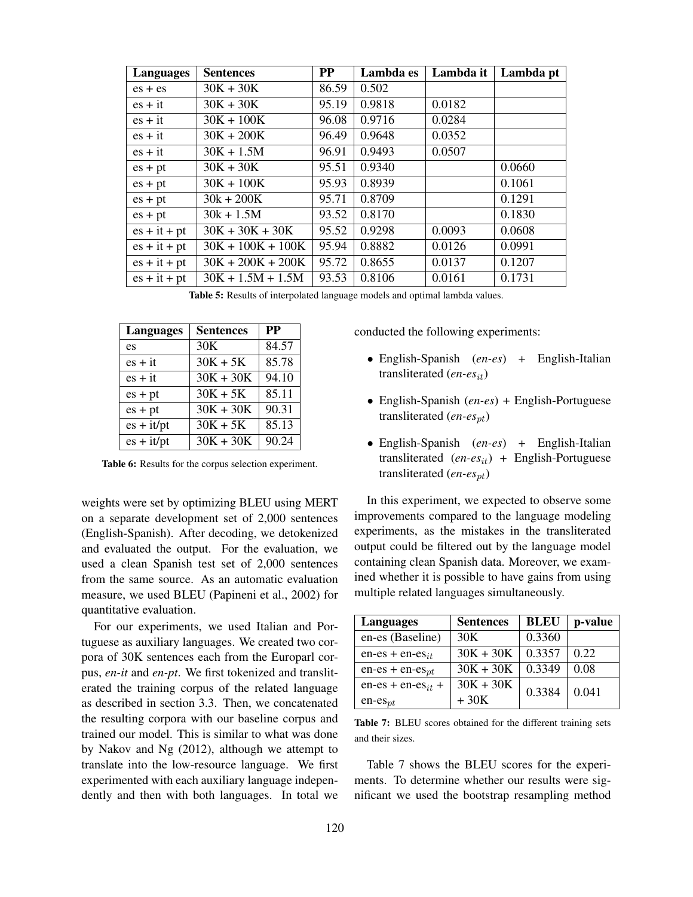| Languages | Sentences | PP | Lambda es | Lambda it | Lambda pt |
|---|---|---|---|---|---|
| es + es | 30K + 30K | 86.59 | 0.502 | | |
| es + it | 30K + 30K | 95.19 | 0.9818 | 0.0182 | |
| es + it | 30K + 100K | 96.08 | 0.9716 | 0.0284 | |
| es + it | 30K + 200K | 96.49 | 0.9648 | 0.0352 | |
| es + it | 30K + 1.5M | 96.91 | 0.9493 | 0.0507 | |
| es + pt | 30K + 30K | 95.51 | 0.9340 | | 0.0660 |
| es + pt | 30K + 100K | 95.93 | 0.8939 | | 0.1061 |
| es + pt | 30k + 200K | 95.71 | 0.8709 | | 0.1291 |
| es + pt | 30k + 1.5M | 93.52 | 0.8170 | | 0.1830 |
| es + it + pt | 30K + 30K + 30K | 95.52 | 0.9298 | 0.0093 | 0.0608 |
| es + it + pt | 30K + 100K + 100K | 95.94 | 0.8882 | 0.0126 | 0.0991 |
| es + it + pt | 30K + 200K + 200K | 95.72 | 0.8655 | 0.0137 | 0.1207 |
| es + it + pt | 30K + 1.5M + 1.5M | 93.53 | 0.8106 | 0.0161 | 0.1731 |

**Table 5:** Results of interpolated language models and optimal lambda values.

| Languages | Sentences | PP |
|---|---|---|
| es | 30K | 84.57 |
| es + it | 30K + 5K | 85.78 |
| es + it | 30K + 30K | 94.10 |
| es + pt | 30K + 5K | 85.11 |
| es + pt | 30K + 30K | 90.31 |
| es + it/pt | 30K + 5K | 85.13 |
| es + it/pt | 30K + 30K | 90.24 |

**Table 6:** Results for the corpus selection experiment.

weights were set by optimizing BLEU using MERT on a separate development set of 2,000 sentences (English-Spanish). After decoding, we detokenized and evaluated the output. For the evaluation, we used a clean Spanish test set of 2,000 sentences from the same source. As an automatic evaluation measure, we used BLEU (Papineni et al., 2002) for quantitative evaluation.

For our experiments, we used Italian and Portuguese as auxiliary languages. We created two corpora of 30K sentences each from the Europarl corpus, *en-it* and *en-pt*. We first tokenized and transliterated the training corpus of the related language as described in section 3.3. Then, we concatenated the resulting corpora with our baseline corpus and trained our model. This is similar to what was done by Nakov and Ng (2012), although we attempt to translate into the low-resource language. We first experimented with each auxiliary language independently and then with both languages. In total we conducted the following experiments:

- English-Spanish (*en-es*) + English-Italian transliterated (*en-es$_{it}$*)
- English-Spanish (*en-es*) + English-Portuguese transliterated (*en-es$_{pt}$*)
- English-Spanish (*en-es*) + English-Italian transliterated (*en-es$_{it}$*) + English-Portuguese transliterated (*en-es$_{pt}$*)

In this experiment, we expected to observe some improvements compared to the language modeling experiments, as the mistakes in the transliterated output could be filtered out by the language model containing clean Spanish data. Moreover, we examined whether it is possible to have gains from using multiple related languages simultaneously.

| Languages | Sentences | BLEU | p-value |
|---|---|---|---|
| en-es (Baseline) | 30K | 0.3360 | |
| en-es + en-es$_{it}$ | 30K + 30K | 0.3357 | 0.22 |
| en-es + en-es$_{pt}$ | 30K + 30K | 0.3349 | 0.08 |
| en-es + en-es$_{it}$ + en-es$_{pt}$ | 30K + 30K + 30K | 0.3384 | 0.041 |

**Table 7:** BLEU scores obtained for the different training sets and their sizes.

Table 7 shows the BLEU scores for the experiments. To determine whether our results were significant we used the bootstrap resampling method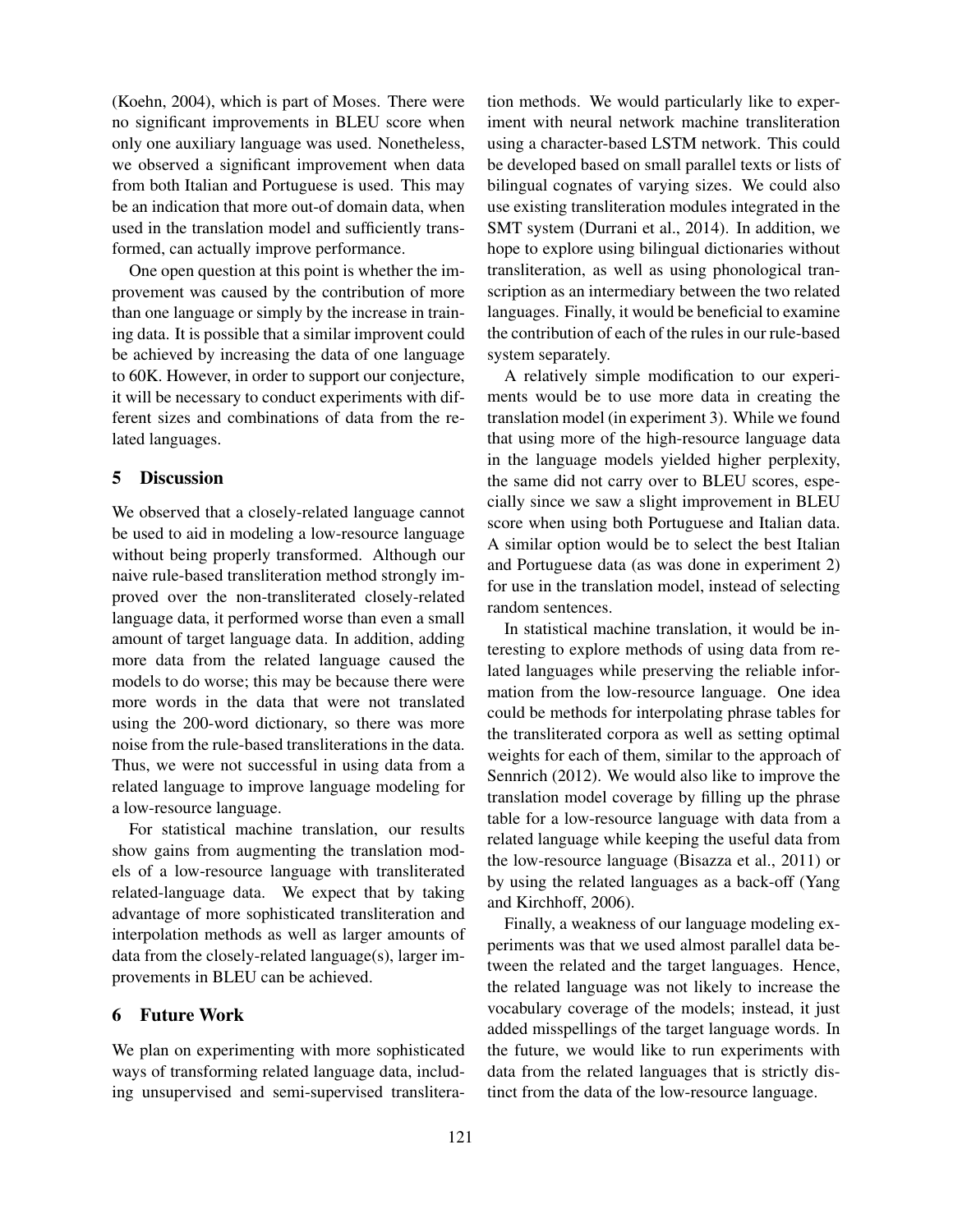(Koehn, 2004), which is part of Moses. There were no significant improvements in BLEU score when only one auxiliary language was used. Nonetheless, we observed a significant improvement when data from both Italian and Portuguese is used. This may be an indication that more out-of domain data, when used in the translation model and sufficiently transformed, can actually improve performance.

One open question at this point is whether the improvement was caused by the contribution of more than one language or simply by the increase in training data. It is possible that a similar improvent could be achieved by increasing the data of one language to 60K. However, in order to support our conjecture, it will be necessary to conduct experiments with different sizes and combinations of data from the related languages.

## 5 Discussion

We observed that a closely-related language cannot be used to aid in modeling a low-resource language without being properly transformed. Although our naive rule-based transliteration method strongly improved over the non-transliterated closely-related language data, it performed worse than even a small amount of target language data. In addition, adding more data from the related language caused the models to do worse; this may be because there were more words in the data that were not translated using the 200-word dictionary, so there was more noise from the rule-based transliterations in the data. Thus, we were not successful in using data from a related language to improve language modeling for a low-resource language.

For statistical machine translation, our results show gains from augmenting the translation models of a low-resource language with transliterated related-language data. We expect that by taking advantage of more sophisticated transliteration and interpolation methods as well as larger amounts of data from the closely-related language(s), larger improvements in BLEU can be achieved.

## 6 Future Work

We plan on experimenting with more sophisticated ways of transforming related language data, including unsupervised and semi-supervised transliteration methods. We would particularly like to experiment with neural network machine transliteration using a character-based LSTM network. This could be developed based on small parallel texts or lists of bilingual cognates of varying sizes. We could also use existing transliteration modules integrated in the SMT system (Durrani et al., 2014). In addition, we hope to explore using bilingual dictionaries without transliteration, as well as using phonological transcription as an intermediary between the two related languages. Finally, it would be beneficial to examine the contribution of each of the rules in our rule-based system separately.

A relatively simple modification to our experiments would be to use more data in creating the translation model (in experiment 3). While we found that using more of the high-resource language data in the language models yielded higher perplexity, the same did not carry over to BLEU scores, especially since we saw a slight improvement in BLEU score when using both Portuguese and Italian data. A similar option would be to select the best Italian and Portuguese data (as was done in experiment 2) for use in the translation model, instead of selecting random sentences.

In statistical machine translation, it would be interesting to explore methods of using data from related languages while preserving the reliable information from the low-resource language. One idea could be methods for interpolating phrase tables for the transliterated corpora as well as setting optimal weights for each of them, similar to the approach of Sennrich (2012). We would also like to improve the translation model coverage by filling up the phrase table for a low-resource language with data from a related language while keeping the useful data from the low-resource language (Bisazza et al., 2011) or by using the related languages as a back-off (Yang and Kirchhoff, 2006).

Finally, a weakness of our language modeling experiments was that we used almost parallel data between the related and the target languages. Hence, the related language was not likely to increase the vocabulary coverage of the models; instead, it just added misspellings of the target language words. In the future, we would like to run experiments with data from the related languages that is strictly distinct from the data of the low-resource language.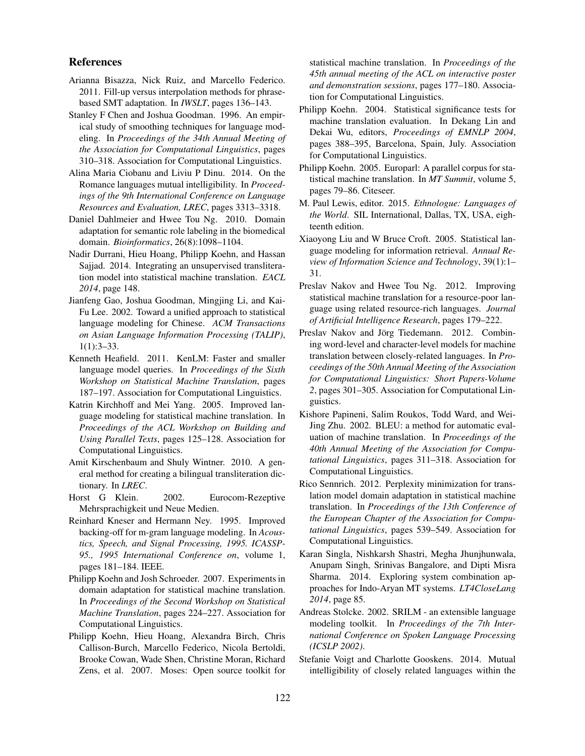## References

Arianna Bisazza, Nick Ruiz, and Marcello Federico. 2011. Fill-up versus interpolation methods for phrase-based SMT adaptation. In *IWSLT*, pages 136–143.

Stanley F Chen and Joshua Goodman. 1996. An empirical study of smoothing techniques for language modeling. In *Proceedings of the 34th Annual Meeting of the Association for Computational Linguistics*, pages 310–318. Association for Computational Linguistics.

Alina Maria Ciobanu and Liviu P Dinu. 2014. On the Romance languages mutual intelligibility. In *Proceedings of the 9th International Conference on Language Resources and Evaluation, LREC*, pages 3313–3318.

Daniel Dahlmeier and Hwee Tou Ng. 2010. Domain adaptation for semantic role labeling in the biomedical domain. *Bioinformatics*, 26(8):1098–1104.

Nadir Durrani, Hieu Hoang, Philipp Koehn, and Hassan Sajjad. 2014. Integrating an unsupervised transliteration model into statistical machine translation. *EACL 2014*, page 148.

Jianfeng Gao, Joshua Goodman, Mingjing Li, and Kai-Fu Lee. 2002. Toward a unified approach to statistical language modeling for Chinese. *ACM Transactions on Asian Language Information Processing (TALIP)*, 1(1):3–33.

Kenneth Heafield. 2011. KenLM: Faster and smaller language model queries. In *Proceedings of the Sixth Workshop on Statistical Machine Translation*, pages 187–197. Association for Computational Linguistics.

Katrin Kirchhoff and Mei Yang. 2005. Improved language modeling for statistical machine translation. In *Proceedings of the ACL Workshop on Building and Using Parallel Texts*, pages 125–128. Association for Computational Linguistics.

Amit Kirschenbaum and Shuly Wintner. 2010. A general method for creating a bilingual transliteration dictionary. In *LREC*.

Horst G Klein. 2002. Eurocom-Rezeptive Mehrsprachigkeit und Neue Medien.

Reinhard Kneser and Hermann Ney. 1995. Improved backing-off for m-gram language modeling. In *Acoustics, Speech, and Signal Processing, 1995. ICASSP-95., 1995 International Conference on*, volume 1, pages 181–184. IEEE.

Philipp Koehn and Josh Schroeder. 2007. Experiments in domain adaptation for statistical machine translation. In *Proceedings of the Second Workshop on Statistical Machine Translation*, pages 224–227. Association for Computational Linguistics.

Philipp Koehn, Hieu Hoang, Alexandra Birch, Chris Callison-Burch, Marcello Federico, Nicola Bertoldi, Brooke Cowan, Wade Shen, Christine Moran, Richard Zens, et al. 2007. Moses: Open source toolkit for statistical machine translation. In *Proceedings of the 45th annual meeting of the ACL on interactive poster and demonstration sessions*, pages 177–180. Association for Computational Linguistics.

Philipp Koehn. 2004. Statistical significance tests for machine translation evaluation. In Dekang Lin and Dekai Wu, editors, *Proceedings of EMNLP 2004*, pages 388–395, Barcelona, Spain, July. Association for Computational Linguistics.

Philipp Koehn. 2005. Europarl: A parallel corpus for statistical machine translation. In *MT Summit*, volume 5, pages 79–86. Citeseer.

M. Paul Lewis, editor. 2015. *Ethnologue: Languages of the World*. SIL International, Dallas, TX, USA, eighteenth edition.

Xiaoyong Liu and W Bruce Croft. 2005. Statistical language modeling for information retrieval. *Annual Review of Information Science and Technology*, 39(1):1–31.

Preslav Nakov and Hwee Tou Ng. 2012. Improving statistical machine translation for a resource-poor language using related resource-rich languages. *Journal of Artificial Intelligence Research*, pages 179–222.

Preslav Nakov and Jörg Tiedemann. 2012. Combining word-level and character-level models for machine translation between closely-related languages. In *Proceedings of the 50th Annual Meeting of the Association for Computational Linguistics: Short Papers-Volume 2*, pages 301–305. Association for Computational Linguistics.

Kishore Papineni, Salim Roukos, Todd Ward, and Wei-Jing Zhu. 2002. BLEU: a method for automatic evaluation of machine translation. In *Proceedings of the 40th Annual Meeting of the Association for Computational Linguistics*, pages 311–318. Association for Computational Linguistics.

Rico Sennrich. 2012. Perplexity minimization for translation model domain adaptation in statistical machine translation. In *Proceedings of the 13th Conference of the European Chapter of the Association for Computational Linguistics*, pages 539–549. Association for Computational Linguistics.

Karan Singla, Nishkarsh Shastri, Megha Jhunjhunwala, Anupam Singh, Srinivas Bangalore, and Dipti Misra Sharma. 2014. Exploring system combination approaches for Indo-Aryan MT systems. *LT4CloseLang 2014*, page 85.

Andreas Stolcke. 2002. SRILM - an extensible language modeling toolkit. In *Proceedings of the 7th International Conference on Spoken Language Processing (ICSLP 2002)*.

Stefanie Voigt and Charlotte Gooskens. 2014. Mutual intelligibility of closely related languages within the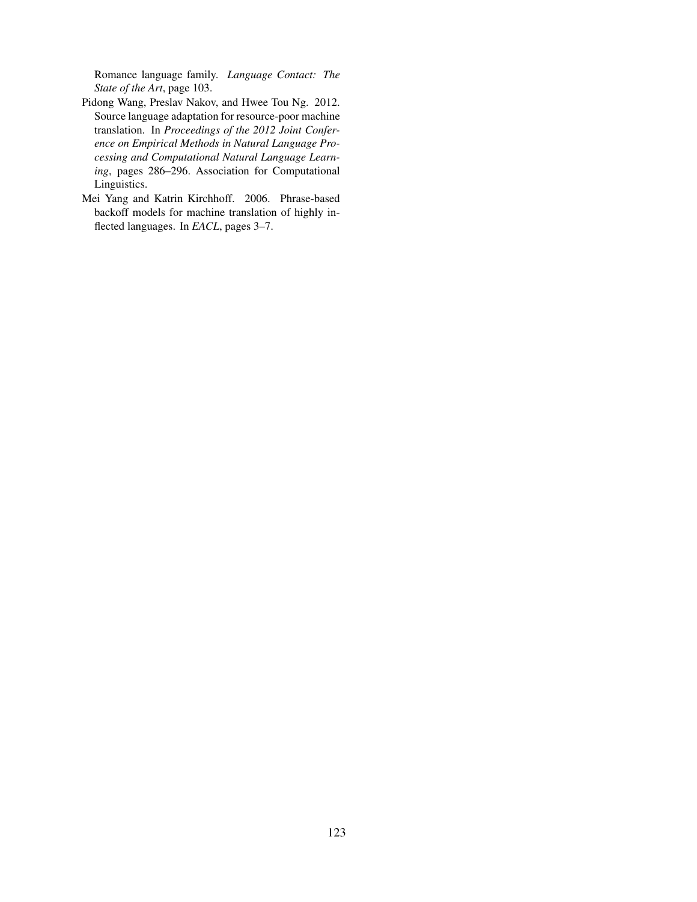Romance language family. *Language Contact: The State of the Art*, page 103.

Pidong Wang, Preslav Nakov, and Hwee Tou Ng. 2012. Source language adaptation for resource-poor machine translation. In *Proceedings of the 2012 Joint Conference on Empirical Methods in Natural Language Processing and Computational Natural Language Learning*, pages 286–296. Association for Computational Linguistics.

Mei Yang and Katrin Kirchhoff. 2006. Phrase-based backoff models for machine translation of highly inflected languages. In *EACL*, pages 3–7.